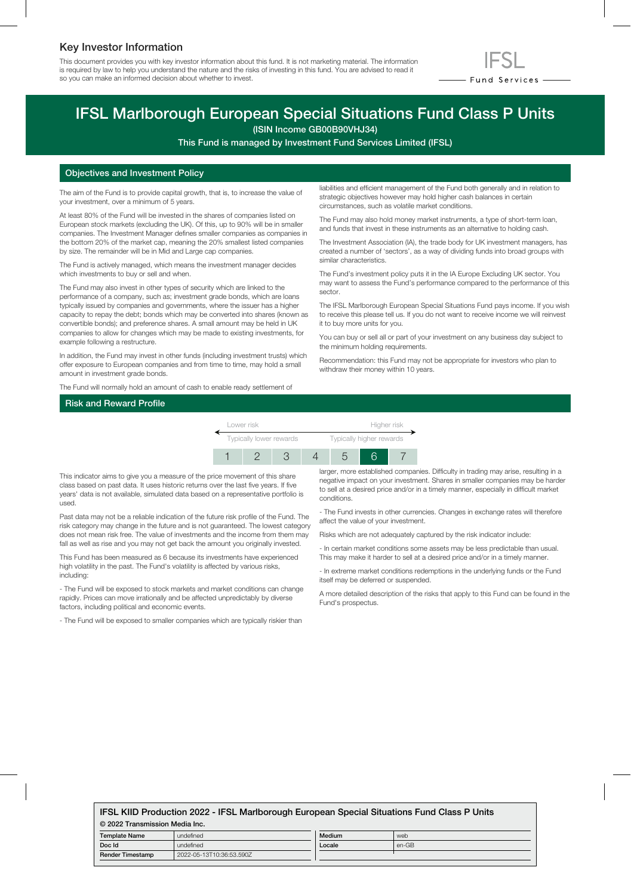## Key Investor Information

This document provides you with key investor information about this fund. It is not marketing material. The information is required by law to help you understand the nature and the risks of investing in this fund. You are advised to read it so you can make an informed decision about whether to invest.

IFSL Fund Services

# IFSL Marlborough European Special Situations Fund Class P Units

(ISIN Income GB00B90VHJ34)

This Fund is managed by Investment Fund Services Limited (IFSL)

## Objectives and Investment Policy

The aim of the Fund is to provide capital growth, that is, to increase the value of your investment, over a minimum of 5 years.

At least 80% of the Fund will be invested in the shares of companies listed on European stock markets (excluding the UK). Of this, up to 90% will be in smaller companies. The Investment Manager defines smaller companies as companies in the bottom 20% of the market cap, meaning the 20% smallest listed companies by size. The remainder will be in Mid and Large cap companies.

The Fund is actively managed, which means the investment manager decides which investments to buy or sell and when.

The Fund may also invest in other types of security which are linked to the performance of a company, such as; investment grade bonds, which are loans typically issued by companies and governments, where the issuer has a higher capacity to repay the debt; bonds which may be converted into shares (known as convertible bonds); and preference shares. A small amount may be held in UK companies to allow for changes which may be made to existing investments, for example following a restructure.

In addition, the Fund may invest in other funds (including investment trusts) which offer exposure to European companies and from time to time, may hold a small amount in investment grade bonds.

The Fund will normally hold an amount of cash to enable ready settlement of liabilities and efficient management of the Fund both generally and in relation to strategic objectives however may hold higher cash balances in certain circumstances, such as volatile market conditions.

The Fund may also hold money market instruments, a type of short-term loan, and funds that invest in these instruments as an alternative to holding cash.

The Investment Association (IA), the trade body for UK investment managers, has created a number of 'sectors', as a way of dividing funds into broad groups with similar characteristics.

The Fund's investment policy puts it in the IA Europe Excluding UK sector. You may want to assess the Fund's performance compared to the performance of this sector.

The IFSL Marlborough European Special Situations Fund pays income. If you wish to receive this please tell us. If you do not want to receive income we will reinvest it to buy more units for you.

You can buy or sell all or part of your investment on any business day subject to the minimum holding requirements.

Recommendation: this Fund may not be appropriate for investors who plan to withdraw their money within 10 years.

## Risk and Reward Profile

| Lower risk | | | | | | Higher risk |
|---|---|---|---|---|---|---|
| Typically lower rewards | | | | | | Typically higher rewards |
| 1 | 2 | 3 | 4 | 5 | **6** | 7 |

This indicator aims to give you a measure of the price movement of this share class based on past data. It uses historic returns over the last five years. If five years' data is not available, simulated data based on a representative portfolio is used.

Past data may not be a reliable indication of the future risk profile of the Fund. The risk category may change in the future and is not guaranteed. The lowest category does not mean risk free. The value of investments and the income from them may fall as well as rise and you may not get back the amount you originally invested.

This Fund has been measured as 6 because its investments have experienced high volatility in the past. The Fund's volatility is affected by various risks, including:

- The Fund will be exposed to stock markets and market conditions can change rapidly. Prices can move irrationally and be affected unpredictably by diverse factors, including political and economic events.

- The Fund will be exposed to smaller companies which are typically riskier than larger, more established companies. Difficulty in trading may arise, resulting in a negative impact on your investment. Shares in smaller companies may be harder to sell at a desired price and/or in a timely manner, especially in difficult market conditions.

- The Fund invests in other currencies. Changes in exchange rates will therefore affect the value of your investment.

Risks which are not adequately captured by the risk indicator include:

- In certain market conditions some assets may be less predictable than usual. This may make it harder to sell at a desired price and/or in a timely manner.

- In extreme market conditions redemptions in the underlying funds or the Fund itself may be deferred or suspended.

A more detailed description of the risks that apply to this Fund can be found in the Fund's prospectus.

**IFSL KIID Production 2022 - IFSL Marlborough European Special Situations Fund Class P Units**

**© 2022 Transmission Media Inc.**

| Template Name | undefined | Medium | web |
|---|---|---|---|
| Doc Id | undefined | Locale | en-GB |
| Render Timestamp | 2022-05-13T10:36:53.590Z | | |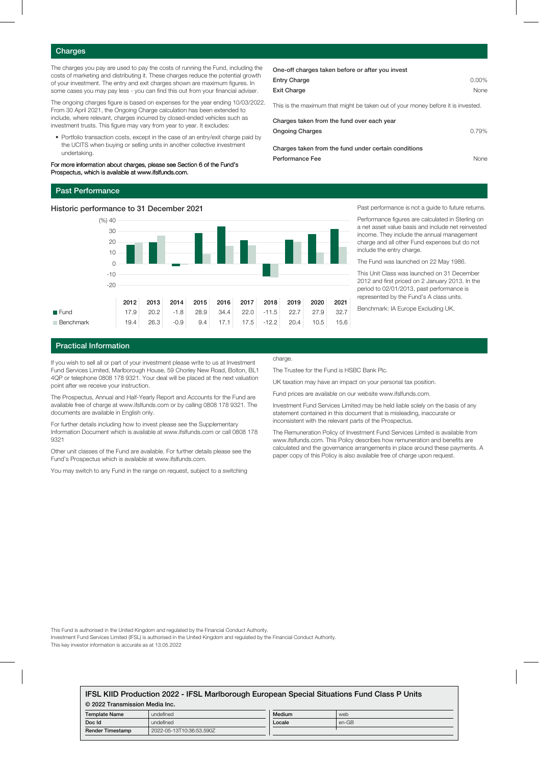## Charges

The charges you pay are used to pay the costs of running the Fund, including the costs of marketing and distributing it. These charges reduce the potential growth of your investment. The entry and exit charges shown are maximum figures. In some cases you may pay less - you can find this out from your financial adviser.

The ongoing charges figure is based on expenses for the year ending 10/03/2022. From 30 April 2021, the Ongoing Charge calculation has been extended to include, where relevant, charges incurred by closed-ended vehicles such as investment trusts. This figure may vary from year to year. It excludes:

- Portfolio transaction costs, except in the case of an entry/exit charge paid by the UCITS when buying or selling units in another collective investment undertaking.

For more information about charges, please see Section 6 of the Fund's Prospectus, which is available at www.ifslfunds.com.

| One-off charges taken before or after you invest | |
|---|---|
| Entry Charge | 0.00% |
| Exit Charge | None |

This is the maximum that might be taken out of your money before it is invested.

| Charges taken from the fund over each year | |
|---|---|
| Ongoing Charges | 0.79% |

| Charges taken from the fund under certain conditions | |
|---|---|
| Performance Fee | None |

## Past Performance

### Historic performance to 31 December 2021

(%) 40
30
20
10
0
-10
-20

| | 2012 | 2013 | 2014 | 2015 | 2016 | 2017 | 2018 | 2019 | 2020 | 2021 |
|---|---|---|---|---|---|---|---|---|---|---|
| Fund | 17.9 | 20.2 | -1.8 | 28.9 | 34.4 | 22.0 | -11.5 | 22.7 | 27.9 | 32.7 |
| Benchmark | 19.4 | 26.3 | -0.9 | 9.4 | 17.1 | 17.5 | -12.2 | 20.4 | 10.5 | 15.6 |

Past performance is not a guide to future returns.

Performance figures are calculated in Sterling on a net asset value basis and include net reinvested income. They include the annual management charge and all other Fund expenses but do not include the entry charge.

The Fund was launched on 22 May 1986.

This Unit Class was launched on 31 December 2012 and first priced on 2 January 2013. In the period to 02/01/2013, past performance is represented by the Fund's A class units.

Benchmark: IA Europe Excluding UK.

## Practical Information

If you wish to sell all or part of your investment please write to us at Investment Fund Services Limited, Marlborough House, 59 Chorley New Road, Bolton, BL1 4QP or telephone 0808 178 9321. Your deal will be placed at the next valuation point after we receive your instruction.

The Prospectus, Annual and Half-Yearly Report and Accounts for the Fund are available free of charge at www.ifslfunds.com or by calling 0808 178 9321. The documents are available in English only.

For further details including how to invest please see the Supplementary Information Document which is available at www.ifslfunds.com or call 0808 178 9321

Other unit classes of the Fund are available. For further details please see the Fund's Prospectus which is available at www.ifslfunds.com.

You may switch to any Fund in the range on request, subject to a switching charge.

The Trustee for the Fund is HSBC Bank Plc.

UK taxation may have an impact on your personal tax position.

Fund prices are available on our website www.ifslfunds.com.

Investment Fund Services Limited may be held liable solely on the basis of any statement contained in this document that is misleading, inaccurate or inconsistent with the relevant parts of the Prospectus.

The Remuneration Policy of Investment Fund Services Limited is available from www.ifslfunds.com. This Policy describes how remuneration and benefits are calculated and the governance arrangements in place around these payments. A paper copy of this Policy is also available free of charge upon request.

This Fund is authorised in the United Kingdom and regulated by the Financial Conduct Authority.
Investment Fund Services Limited (IFSL) is authorised in the United Kingdom and regulated by the Financial Conduct Authority.
This key investor information is accurate as at 13.05.2022

**IFSL KIID Production 2022 - IFSL Marlborough European Special Situations Fund Class P Units**
**© 2022 Transmission Media Inc.**

| | | | |
|---|---|---|---|
| Template Name | undefined | Medium | web |
| Doc Id | undefined | Locale | en-GB |
| Render Timestamp | 2022-05-13T10:36:53.590Z | | |